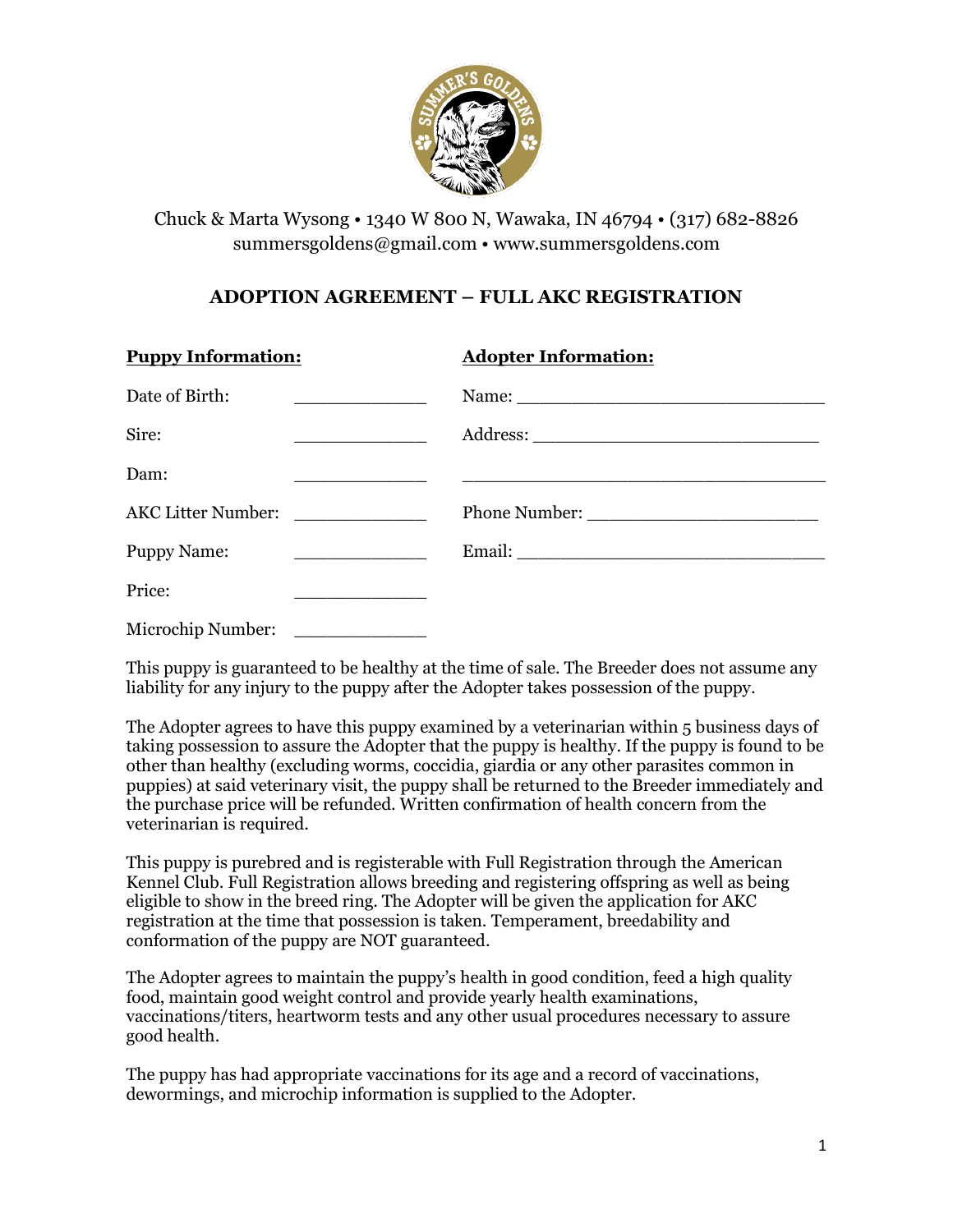Chuck & Marta Wysong • 1340 W 800 N, Wawaka, IN 46794 • (317) 682-8826
summersgoldens@gmail.com • www.summersgoldens.com

## ADOPTION AGREEMENT – FULL AKC REGISTRATION

**Puppy Information:**

Date of Birth: _____________

Sire: _____________

Dam: _____________

AKC Litter Number: _____________

Puppy Name: _____________

Price: _____________

Microchip Number: _____________

**Adopter Information:**

Name: ______________________________

Address: ____________________________

_____________________________________

Phone Number: _______________________

Email: ______________________________

This puppy is guaranteed to be healthy at the time of sale. The Breeder does not assume any liability for any injury to the puppy after the Adopter takes possession of the puppy.

The Adopter agrees to have this puppy examined by a veterinarian within 5 business days of taking possession to assure the Adopter that the puppy is healthy. If the puppy is found to be other than healthy (excluding worms, coccidia, giardia or any other parasites common in puppies) at said veterinary visit, the puppy shall be returned to the Breeder immediately and the purchase price will be refunded. Written confirmation of health concern from the veterinarian is required.

This puppy is purebred and is registerable with Full Registration through the American Kennel Club. Full Registration allows breeding and registering offspring as well as being eligible to show in the breed ring. The Adopter will be given the application for AKC registration at the time that possession is taken. Temperament, breedability and conformation of the puppy are NOT guaranteed.

The Adopter agrees to maintain the puppy's health in good condition, feed a high quality food, maintain good weight control and provide yearly health examinations, vaccinations/titers, heartworm tests and any other usual procedures necessary to assure good health.

The puppy has had appropriate vaccinations for its age and a record of vaccinations, dewormings, and microchip information is supplied to the Adopter.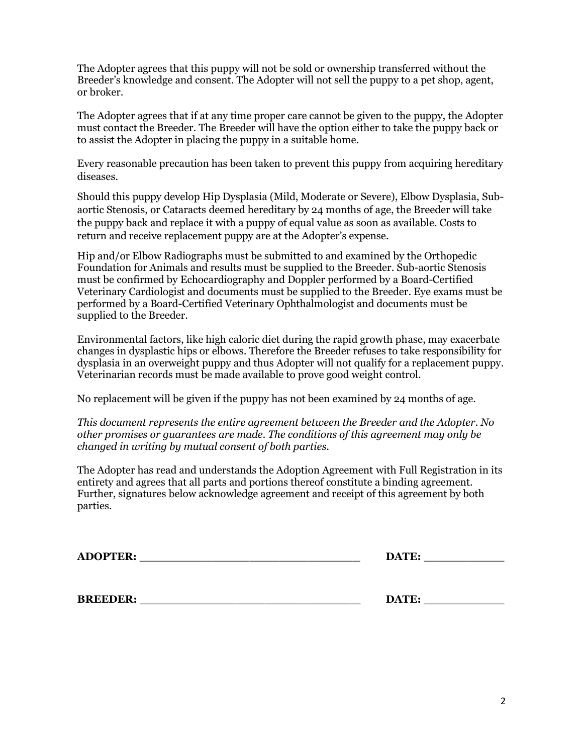The Adopter agrees that this puppy will not be sold or ownership transferred without the Breeder's knowledge and consent. The Adopter will not sell the puppy to a pet shop, agent, or broker.

The Adopter agrees that if at any time proper care cannot be given to the puppy, the Adopter must contact the Breeder. The Breeder will have the option either to take the puppy back or to assist the Adopter in placing the puppy in a suitable home.

Every reasonable precaution has been taken to prevent this puppy from acquiring hereditary diseases.

Should this puppy develop Hip Dysplasia (Mild, Moderate or Severe), Elbow Dysplasia, Sub-aortic Stenosis, or Cataracts deemed hereditary by 24 months of age, the Breeder will take the puppy back and replace it with a puppy of equal value as soon as available. Costs to return and receive replacement puppy are at the Adopter's expense.

Hip and/or Elbow Radiographs must be submitted to and examined by the Orthopedic Foundation for Animals and results must be supplied to the Breeder. Sub-aortic Stenosis must be confirmed by Echocardiography and Doppler performed by a Board-Certified Veterinary Cardiologist and documents must be supplied to the Breeder. Eye exams must be performed by a Board-Certified Veterinary Ophthalmologist and documents must be supplied to the Breeder.

Environmental factors, like high caloric diet during the rapid growth phase, may exacerbate changes in dysplastic hips or elbows. Therefore the Breeder refuses to take responsibility for dysplasia in an overweight puppy and thus Adopter will not qualify for a replacement puppy. Veterinarian records must be made available to prove good weight control.

No replacement will be given if the puppy has not been examined by 24 months of age.

*This document represents the entire agreement between the Breeder and the Adopter. No other promises or guarantees are made. The conditions of this agreement may only be changed in writing by mutual consent of both parties.*

The Adopter has read and understands the Adoption Agreement with Full Registration in its entirety and agrees that all parts and portions thereof constitute a binding agreement. Further, signatures below acknowledge agreement and receipt of this agreement by both parties.

**ADOPTER:** ________________________________ **DATE:** ____________

**BREEDER:** ________________________________ **DATE:** ____________